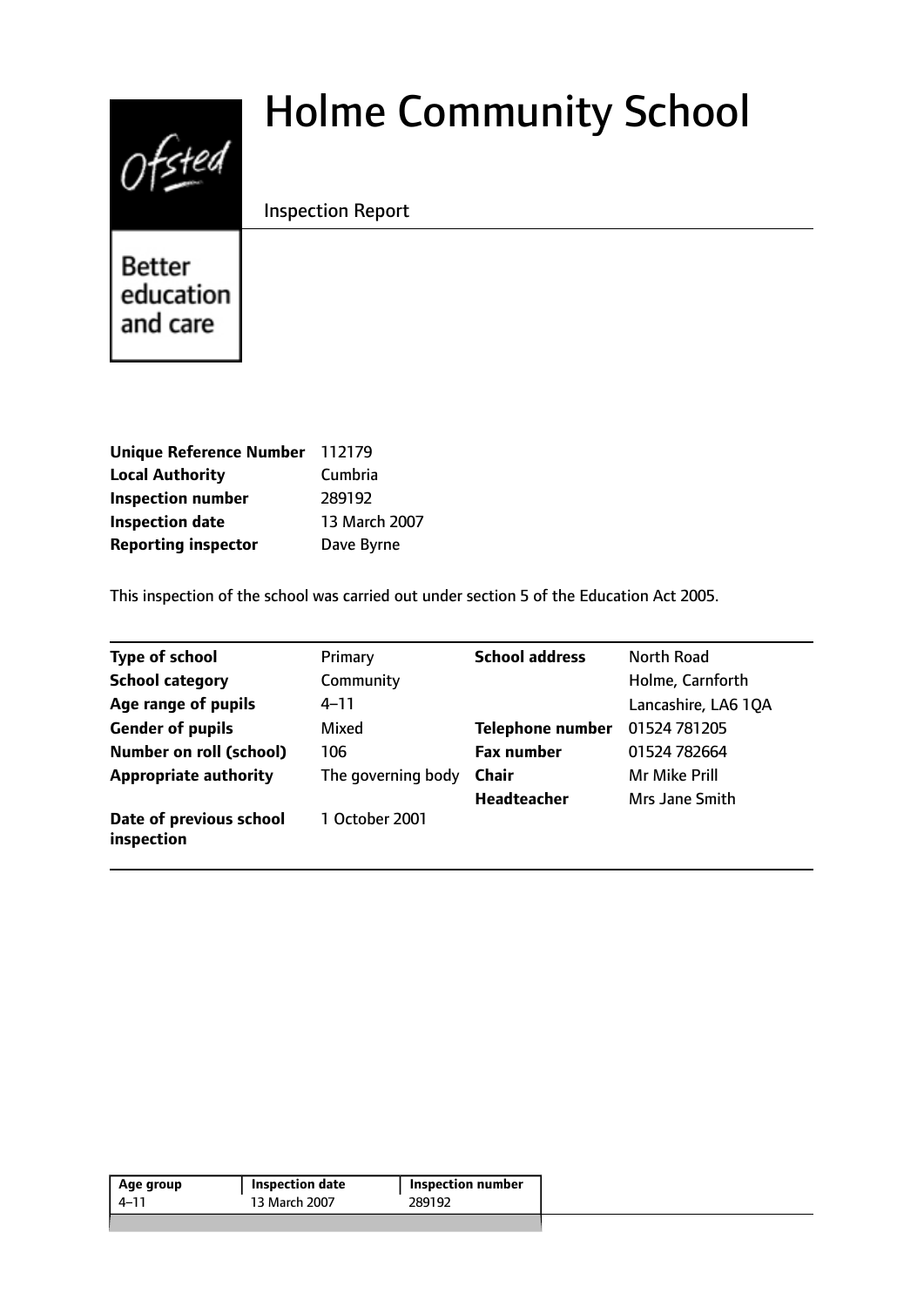# Holme Community School

Inspection Report

Better education and care

| | |
|---|---|
| **Unique Reference Number** | 112179 |
| **Local Authority** | Cumbria |
| **Inspection number** | 289192 |
| **Inspection date** | 13 March 2007 |
| **Reporting inspector** | Dave Byrne |

This inspection of the school was carried out under section 5 of the Education Act 2005.

| | | | |
|---|---|---|---|
| **Type of school** | Primary | **School address** | North Road |
| **School category** | Community | | Holme, Carnforth |
| **Age range of pupils** | 4–11 | | Lancashire, LA6 1QA |
| **Gender of pupils** | Mixed | **Telephone number** | 01524 781205 |
| **Number on roll (school)** | 106 | **Fax number** | 01524 782664 |
| **Appropriate authority** | The governing body | **Chair** | Mr Mike Prill |
| | | **Headteacher** | Mrs Jane Smith |
| **Date of previous school inspection** | 1 October 2001 | | |

| Age group | Inspection date | Inspection number |
|---|---|---|
| 4–11 | 13 March 2007 | 289192 |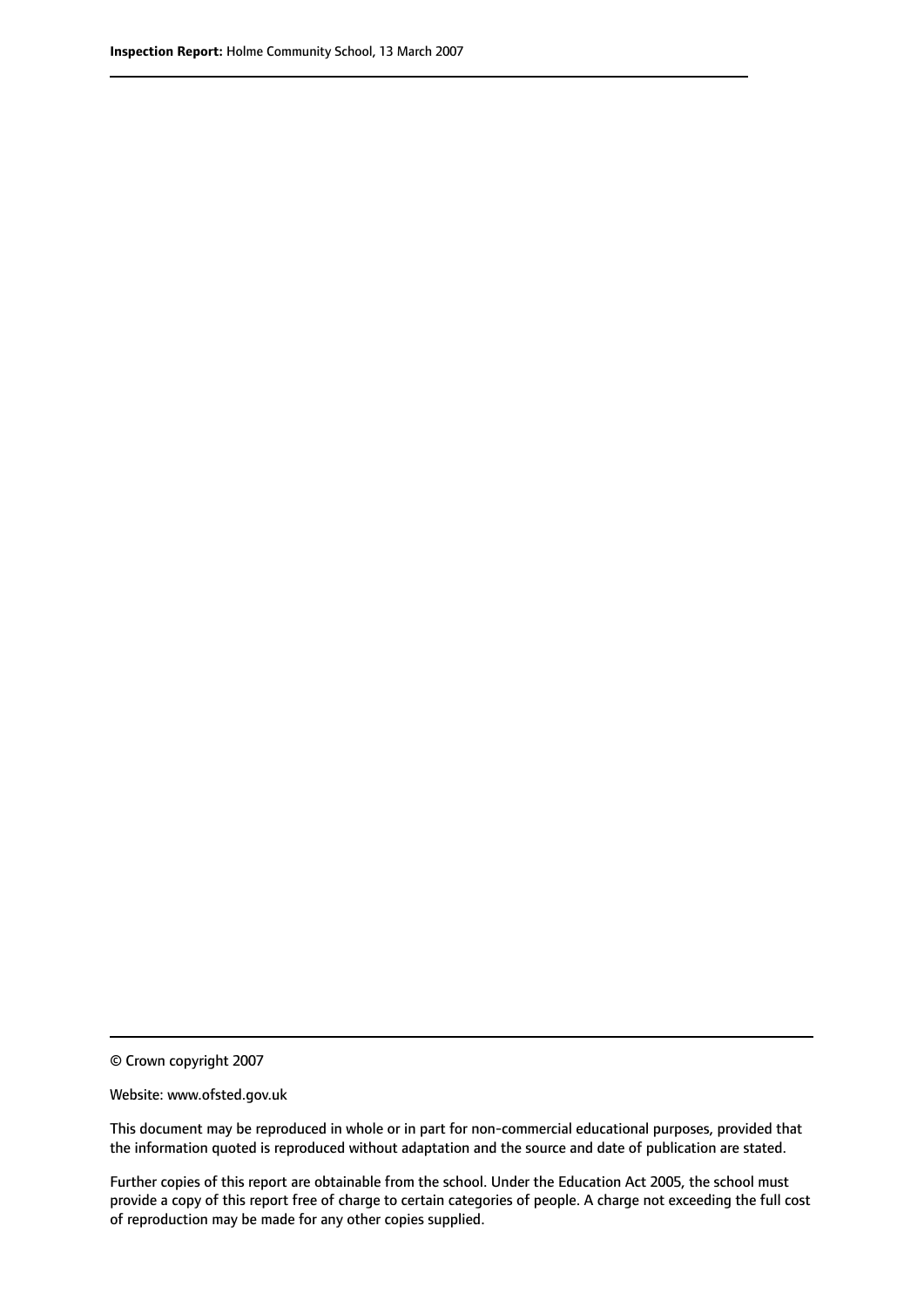© Crown copyright 2007

Website: www.ofsted.gov.uk

This document may be reproduced in whole or in part for non-commercial educational purposes, provided that the information quoted is reproduced without adaptation and the source and date of publication are stated.

Further copies of this report are obtainable from the school. Under the Education Act 2005, the school must provide a copy of this report free of charge to certain categories of people. A charge not exceeding the full cost of reproduction may be made for any other copies supplied.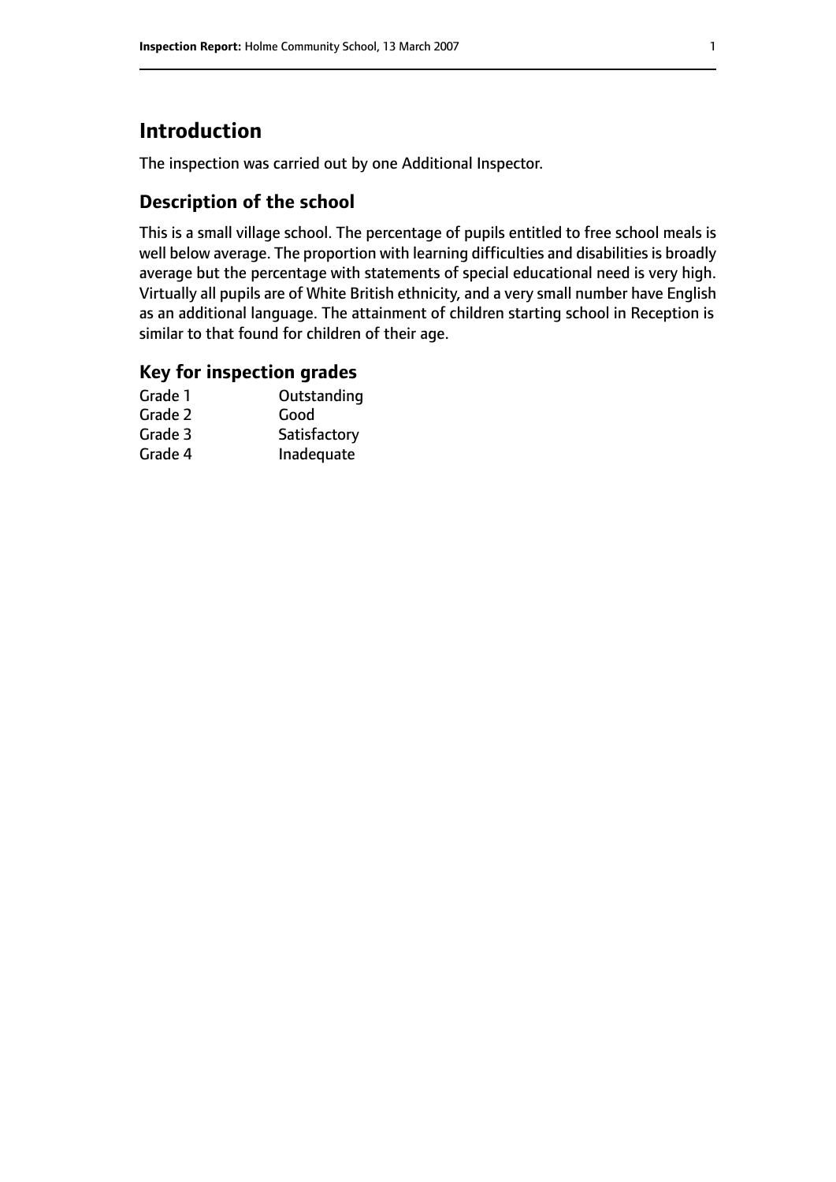## Introduction

The inspection was carried out by one Additional Inspector.

### Description of the school

This is a small village school. The percentage of pupils entitled to free school meals is well below average. The proportion with learning difficulties and disabilities is broadly average but the percentage with statements of special educational need is very high. Virtually all pupils are of White British ethnicity, and a very small number have English as an additional language. The attainment of children starting school in Reception is similar to that found for children of their age.

### Key for inspection grades

| | |
|---|---|
| Grade 1 | Outstanding |
| Grade 2 | Good |
| Grade 3 | Satisfactory |
| Grade 4 | Inadequate |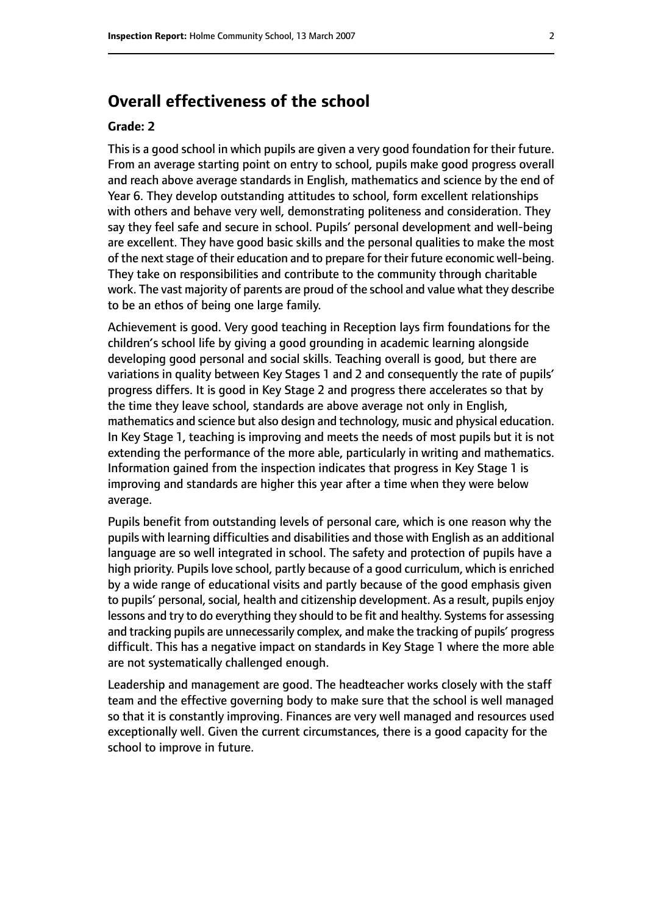## Overall effectiveness of the school

**Grade: 2**

This is a good school in which pupils are given a very good foundation for their future. From an average starting point on entry to school, pupils make good progress overall and reach above average standards in English, mathematics and science by the end of Year 6. They develop outstanding attitudes to school, form excellent relationships with others and behave very well, demonstrating politeness and consideration. They say they feel safe and secure in school. Pupils' personal development and well-being are excellent. They have good basic skills and the personal qualities to make the most of the next stage of their education and to prepare for their future economic well-being. They take on responsibilities and contribute to the community through charitable work. The vast majority of parents are proud of the school and value what they describe to be an ethos of being one large family.

Achievement is good. Very good teaching in Reception lays firm foundations for the children's school life by giving a good grounding in academic learning alongside developing good personal and social skills. Teaching overall is good, but there are variations in quality between Key Stages 1 and 2 and consequently the rate of pupils' progress differs. It is good in Key Stage 2 and progress there accelerates so that by the time they leave school, standards are above average not only in English, mathematics and science but also design and technology, music and physical education. In Key Stage 1, teaching is improving and meets the needs of most pupils but it is not extending the performance of the more able, particularly in writing and mathematics. Information gained from the inspection indicates that progress in Key Stage 1 is improving and standards are higher this year after a time when they were below average.

Pupils benefit from outstanding levels of personal care, which is one reason why the pupils with learning difficulties and disabilities and those with English as an additional language are so well integrated in school. The safety and protection of pupils have a high priority. Pupils love school, partly because of a good curriculum, which is enriched by a wide range of educational visits and partly because of the good emphasis given to pupils' personal, social, health and citizenship development. As a result, pupils enjoy lessons and try to do everything they should to be fit and healthy. Systems for assessing and tracking pupils are unnecessarily complex, and make the tracking of pupils' progress difficult. This has a negative impact on standards in Key Stage 1 where the more able are not systematically challenged enough.

Leadership and management are good. The headteacher works closely with the staff team and the effective governing body to make sure that the school is well managed so that it is constantly improving. Finances are very well managed and resources used exceptionally well. Given the current circumstances, there is a good capacity for the school to improve in future.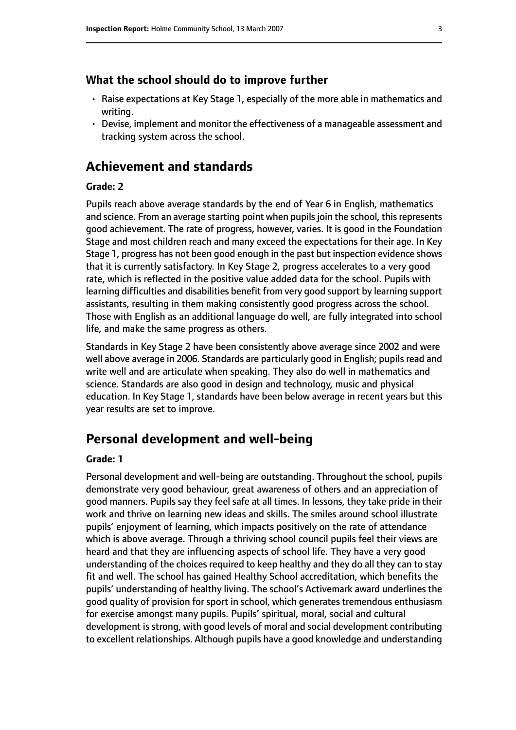### What the school should do to improve further

- Raise expectations at Key Stage 1, especially of the more able in mathematics and writing.
- Devise, implement and monitor the effectiveness of a manageable assessment and tracking system across the school.

## Achievement and standards

#### Grade: 2

Pupils reach above average standards by the end of Year 6 in English, mathematics and science. From an average starting point when pupils join the school, this represents good achievement. The rate of progress, however, varies. It is good in the Foundation Stage and most children reach and many exceed the expectations for their age. In Key Stage 1, progress has not been good enough in the past but inspection evidence shows that it is currently satisfactory. In Key Stage 2, progress accelerates to a very good rate, which is reflected in the positive value added data for the school. Pupils with learning difficulties and disabilities benefit from very good support by learning support assistants, resulting in them making consistently good progress across the school. Those with English as an additional language do well, are fully integrated into school life, and make the same progress as others.

Standards in Key Stage 2 have been consistently above average since 2002 and were well above average in 2006. Standards are particularly good in English; pupils read and write well and are articulate when speaking. They also do well in mathematics and science. Standards are also good in design and technology, music and physical education. In Key Stage 1, standards have been below average in recent years but this year results are set to improve.

## Personal development and well-being

#### Grade: 1

Personal development and well-being are outstanding. Throughout the school, pupils demonstrate very good behaviour, great awareness of others and an appreciation of good manners. Pupils say they feel safe at all times. In lessons, they take pride in their work and thrive on learning new ideas and skills. The smiles around school illustrate pupils' enjoyment of learning, which impacts positively on the rate of attendance which is above average. Through a thriving school council pupils feel their views are heard and that they are influencing aspects of school life. They have a very good understanding of the choices required to keep healthy and they do all they can to stay fit and well. The school has gained Healthy School accreditation, which benefits the pupils' understanding of healthy living. The school's Activemark award underlines the good quality of provision for sport in school, which generates tremendous enthusiasm for exercise amongst many pupils. Pupils' spiritual, moral, social and cultural development is strong, with good levels of moral and social development contributing to excellent relationships. Although pupils have a good knowledge and understanding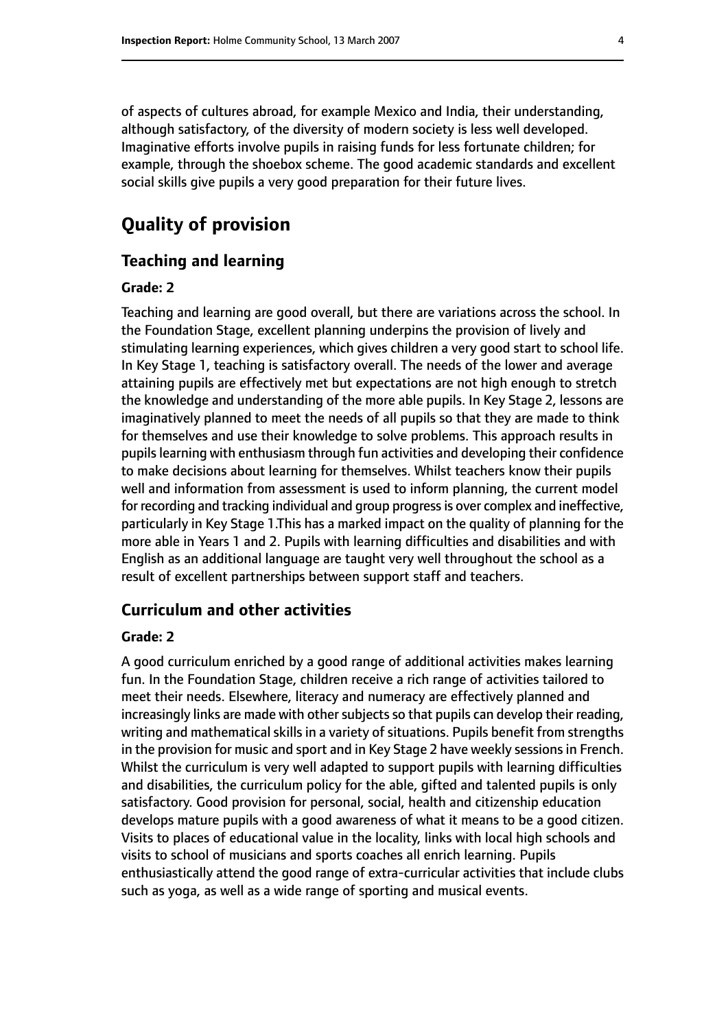of aspects of cultures abroad, for example Mexico and India, their understanding, although satisfactory, of the diversity of modern society is less well developed. Imaginative efforts involve pupils in raising funds for less fortunate children; for example, through the shoebox scheme. The good academic standards and excellent social skills give pupils a very good preparation for their future lives.

# Quality of provision

## Teaching and learning

### Grade: 2

Teaching and learning are good overall, but there are variations across the school. In the Foundation Stage, excellent planning underpins the provision of lively and stimulating learning experiences, which gives children a very good start to school life. In Key Stage 1, teaching is satisfactory overall. The needs of the lower and average attaining pupils are effectively met but expectations are not high enough to stretch the knowledge and understanding of the more able pupils. In Key Stage 2, lessons are imaginatively planned to meet the needs of all pupils so that they are made to think for themselves and use their knowledge to solve problems. This approach results in pupils learning with enthusiasm through fun activities and developing their confidence to make decisions about learning for themselves. Whilst teachers know their pupils well and information from assessment is used to inform planning, the current model for recording and tracking individual and group progress is over complex and ineffective, particularly in Key Stage 1.This has a marked impact on the quality of planning for the more able in Years 1 and 2. Pupils with learning difficulties and disabilities and with English as an additional language are taught very well throughout the school as a result of excellent partnerships between support staff and teachers.

## Curriculum and other activities

### Grade: 2

A good curriculum enriched by a good range of additional activities makes learning fun. In the Foundation Stage, children receive a rich range of activities tailored to meet their needs. Elsewhere, literacy and numeracy are effectively planned and increasingly links are made with other subjects so that pupils can develop their reading, writing and mathematical skills in a variety of situations. Pupils benefit from strengths in the provision for music and sport and in Key Stage 2 have weekly sessions in French. Whilst the curriculum is very well adapted to support pupils with learning difficulties and disabilities, the curriculum policy for the able, gifted and talented pupils is only satisfactory. Good provision for personal, social, health and citizenship education develops mature pupils with a good awareness of what it means to be a good citizen. Visits to places of educational value in the locality, links with local high schools and visits to school of musicians and sports coaches all enrich learning. Pupils enthusiastically attend the good range of extra-curricular activities that include clubs such as yoga, as well as a wide range of sporting and musical events.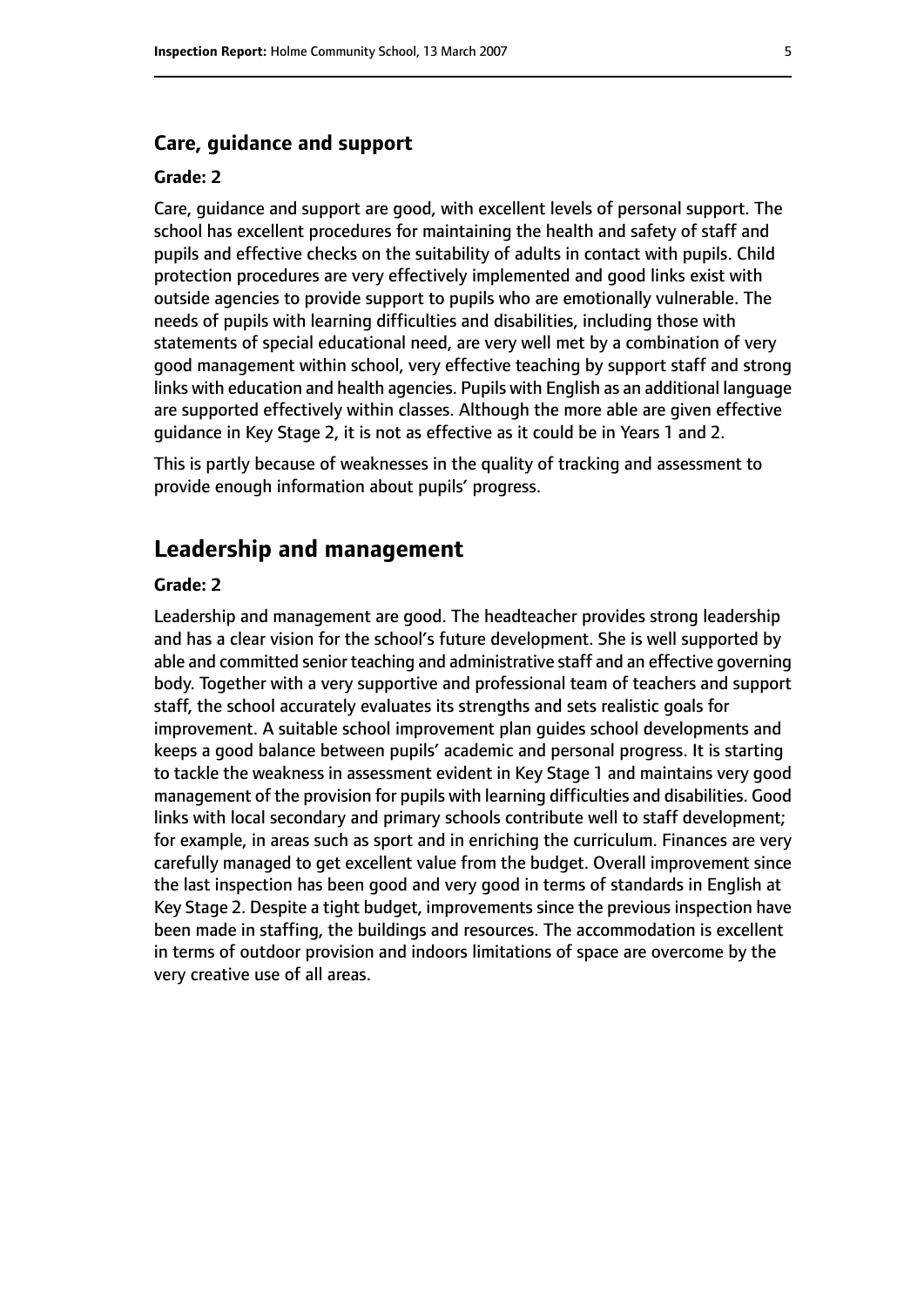### Care, guidance and support

#### Grade: 2

Care, guidance and support are good, with excellent levels of personal support. The school has excellent procedures for maintaining the health and safety of staff and pupils and effective checks on the suitability of adults in contact with pupils. Child protection procedures are very effectively implemented and good links exist with outside agencies to provide support to pupils who are emotionally vulnerable. The needs of pupils with learning difficulties and disabilities, including those with statements of special educational need, are very well met by a combination of very good management within school, very effective teaching by support staff and strong links with education and health agencies. Pupils with English as an additional language are supported effectively within classes. Although the more able are given effective guidance in Key Stage 2, it is not as effective as it could be in Years 1 and 2.

This is partly because of weaknesses in the quality of tracking and assessment to provide enough information about pupils' progress.

## Leadership and management

#### Grade: 2

Leadership and management are good. The headteacher provides strong leadership and has a clear vision for the school's future development. She is well supported by able and committed senior teaching and administrative staff and an effective governing body. Together with a very supportive and professional team of teachers and support staff, the school accurately evaluates its strengths and sets realistic goals for improvement. A suitable school improvement plan guides school developments and keeps a good balance between pupils' academic and personal progress. It is starting to tackle the weakness in assessment evident in Key Stage 1 and maintains very good management of the provision for pupils with learning difficulties and disabilities. Good links with local secondary and primary schools contribute well to staff development; for example, in areas such as sport and in enriching the curriculum. Finances are very carefully managed to get excellent value from the budget. Overall improvement since the last inspection has been good and very good in terms of standards in English at Key Stage 2. Despite a tight budget, improvements since the previous inspection have been made in staffing, the buildings and resources. The accommodation is excellent in terms of outdoor provision and indoors limitations of space are overcome by the very creative use of all areas.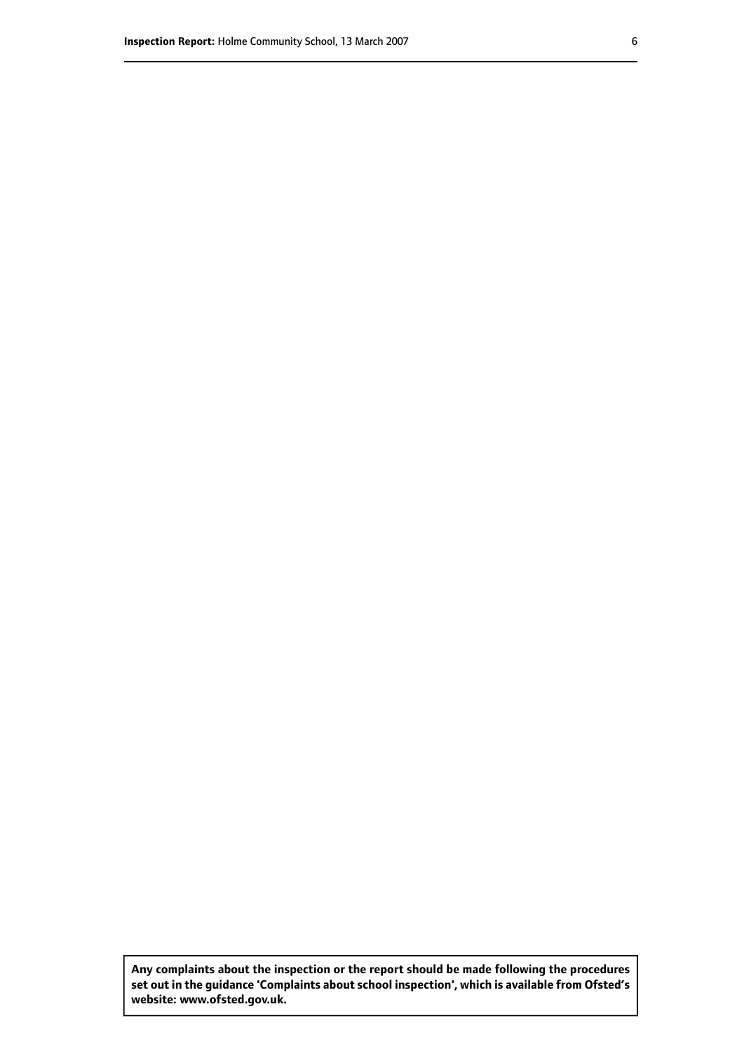**Any complaints about the inspection or the report should be made following the procedures set out in the guidance 'Complaints about school inspection', which is available from Ofsted's website: www.ofsted.gov.uk.**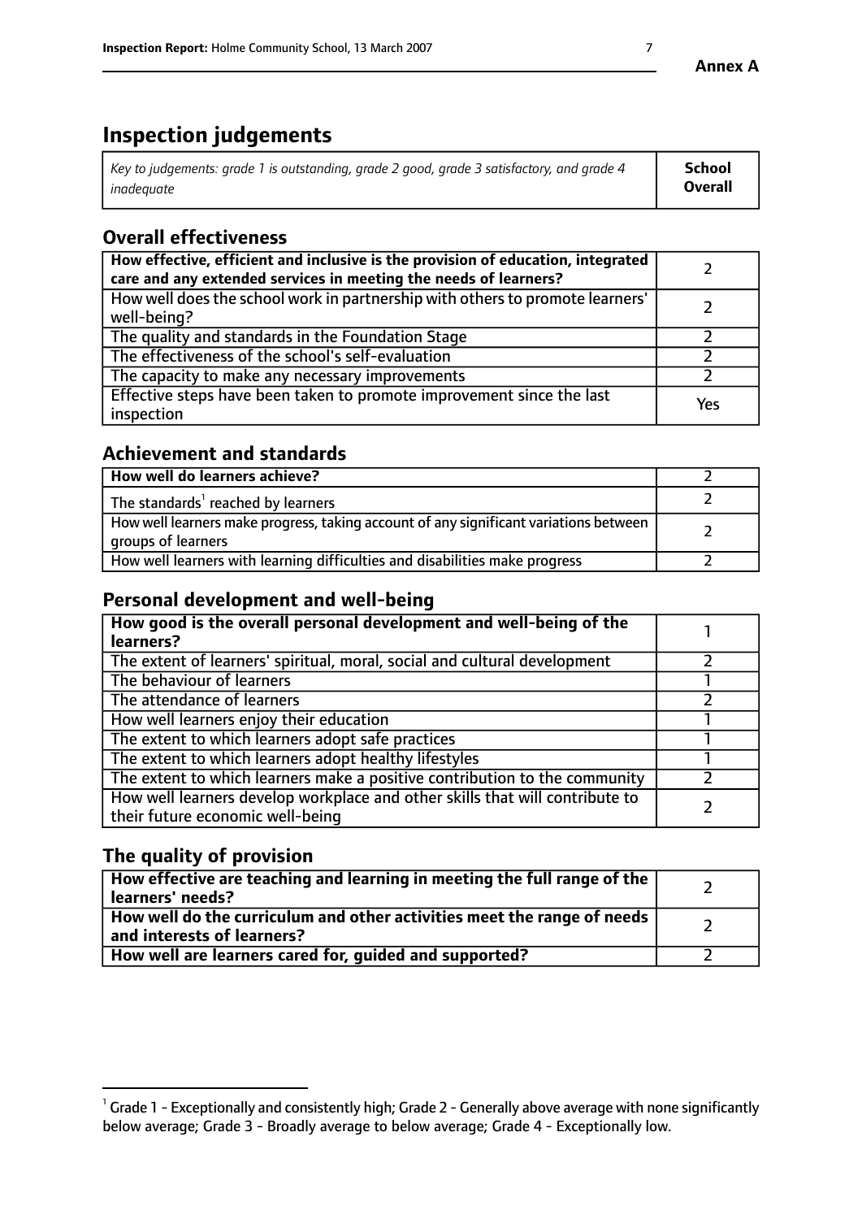**Annex A**

# Inspection judgements

| *Key to judgements: grade 1 is outstanding, grade 2 good, grade 3 satisfactory, and grade 4 inadequate* | **School Overall** |
|---|---|

## Overall effectiveness

| | |
|---|---|
| **How effective, efficient and inclusive is the provision of education, integrated care and any extended services in meeting the needs of learners?** | 2 |
| How well does the school work in partnership with others to promote learners' well-being? | 2 |
| The quality and standards in the Foundation Stage | 2 |
| The effectiveness of the school's self-evaluation | 2 |
| The capacity to make any necessary improvements | 2 |
| Effective steps have been taken to promote improvement since the last inspection | Yes |

## Achievement and standards

| | |
|---|---|
| **How well do learners achieve?** | 2 |
| The standards[1] reached by learners | 2 |
| How well learners make progress, taking account of any significant variations between groups of learners | 2 |
| How well learners with learning difficulties and disabilities make progress | 2 |

## Personal development and well-being

| | |
|---|---|
| **How good is the overall personal development and well-being of the learners?** | 1 |
| The extent of learners' spiritual, moral, social and cultural development | 2 |
| The behaviour of learners | 1 |
| The attendance of learners | 2 |
| How well learners enjoy their education | 1 |
| The extent to which learners adopt safe practices | 1 |
| The extent to which learners adopt healthy lifestyles | 1 |
| The extent to which learners make a positive contribution to the community | 2 |
| How well learners develop workplace and other skills that will contribute to their future economic well-being | 2 |

## The quality of provision

| | |
|---|---|
| **How effective are teaching and learning in meeting the full range of the learners' needs?** | 2 |
| **How well do the curriculum and other activities meet the range of needs and interests of learners?** | 2 |
| **How well are learners cared for, guided and supported?** | 2 |

[1] Grade 1 - Exceptionally and consistently high; Grade 2 - Generally above average with none significantly below average; Grade 3 - Broadly average to below average; Grade 4 - Exceptionally low.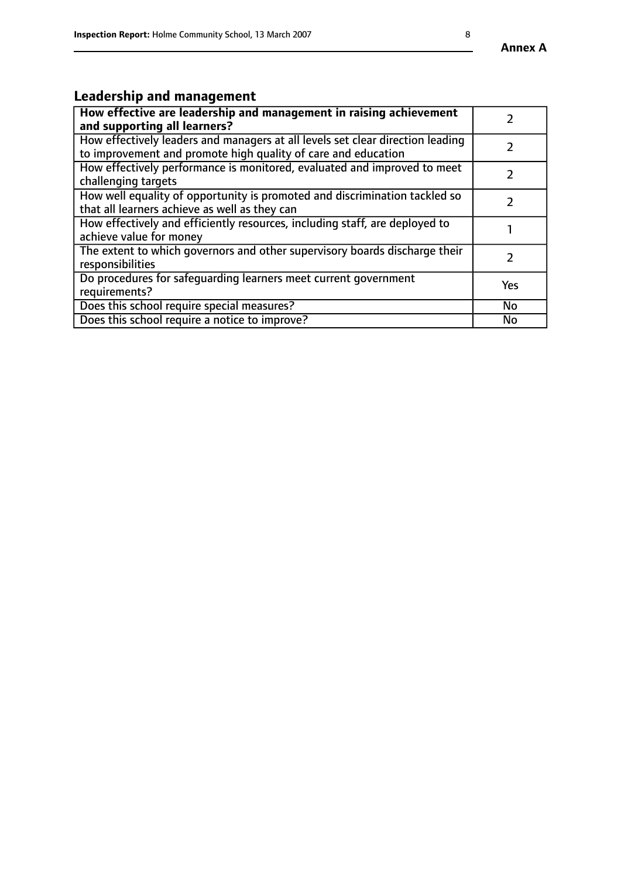## Leadership and management

| **How effective are leadership and management in raising achievement and supporting all learners?** | 2 |
|---|---|
| How effectively leaders and managers at all levels set clear direction leading to improvement and promote high quality of care and education | 2 |
| How effectively performance is monitored, evaluated and improved to meet challenging targets | 2 |
| How well equality of opportunity is promoted and discrimination tackled so that all learners achieve as well as they can | 2 |
| How effectively and efficiently resources, including staff, are deployed to achieve value for money | 1 |
| The extent to which governors and other supervisory boards discharge their responsibilities | 2 |
| Do procedures for safeguarding learners meet current government requirements? | Yes |
| Does this school require special measures? | No |
| Does this school require a notice to improve? | No |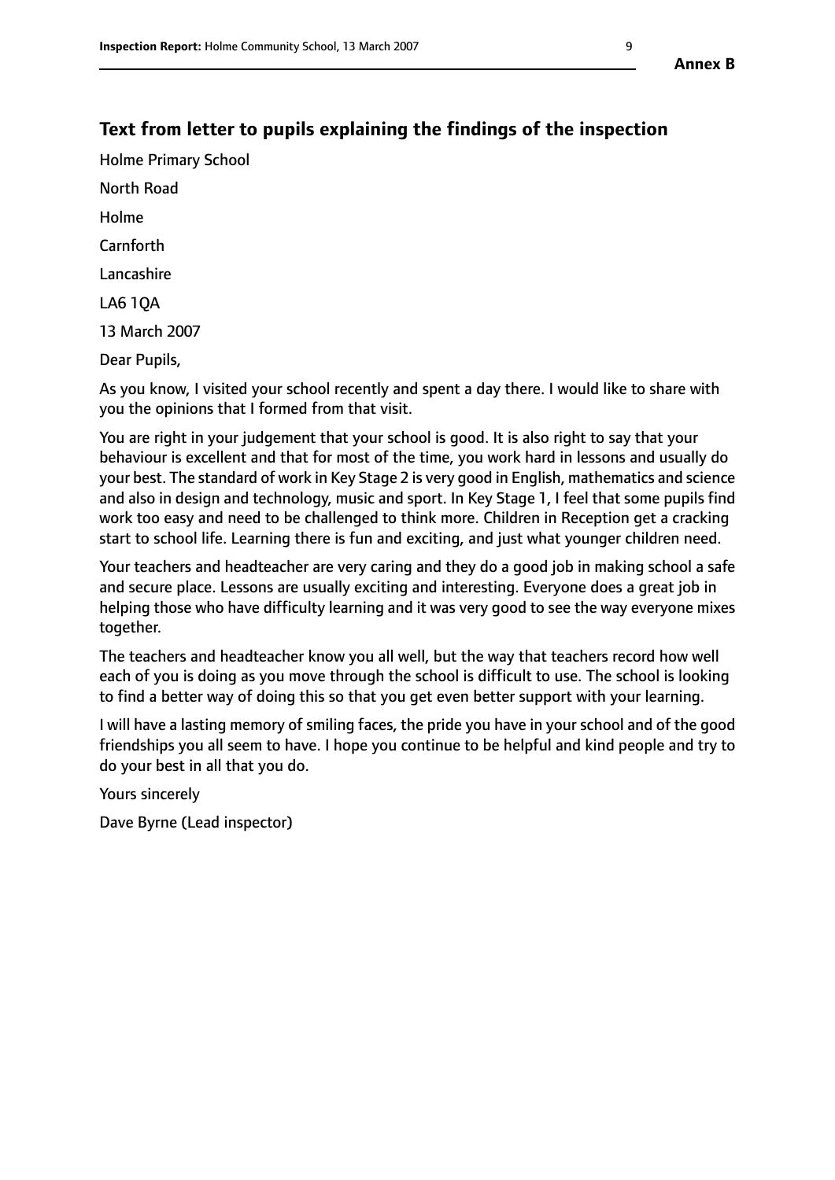## Text from letter to pupils explaining the findings of the inspection

Holme Primary School

North Road

Holme

Carnforth

Lancashire

LA6 1QA

13 March 2007

Dear Pupils,

As you know, I visited your school recently and spent a day there. I would like to share with you the opinions that I formed from that visit.

You are right in your judgement that your school is good. It is also right to say that your behaviour is excellent and that for most of the time, you work hard in lessons and usually do your best. The standard of work in Key Stage 2 is very good in English, mathematics and science and also in design and technology, music and sport. In Key Stage 1, I feel that some pupils find work too easy and need to be challenged to think more. Children in Reception get a cracking start to school life. Learning there is fun and exciting, and just what younger children need.

Your teachers and headteacher are very caring and they do a good job in making school a safe and secure place. Lessons are usually exciting and interesting. Everyone does a great job in helping those who have difficulty learning and it was very good to see the way everyone mixes together.

The teachers and headteacher know you all well, but the way that teachers record how well each of you is doing as you move through the school is difficult to use. The school is looking to find a better way of doing this so that you get even better support with your learning.

I will have a lasting memory of smiling faces, the pride you have in your school and of the good friendships you all seem to have. I hope you continue to be helpful and kind people and try to do your best in all that you do.

Yours sincerely

Dave Byrne (Lead inspector)